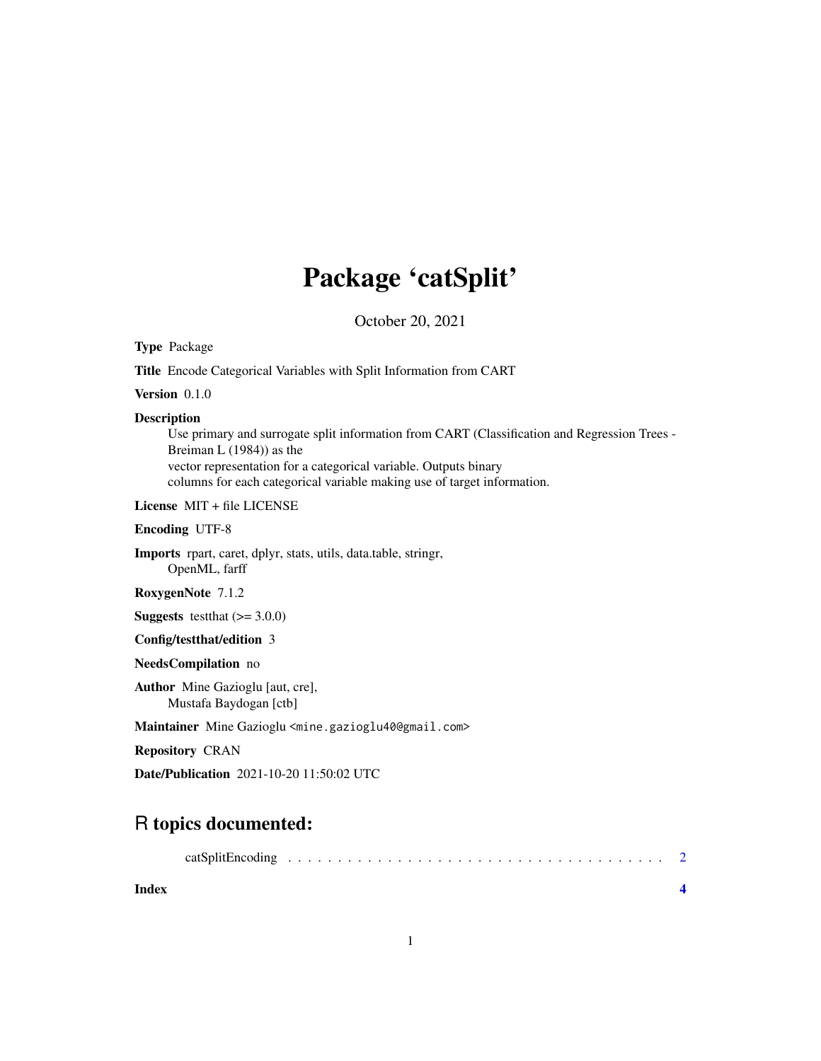# Package 'catSplit'

October 20, 2021

**Type** Package

**Title** Encode Categorical Variables with Split Information from CART

**Version** 0.1.0

**Description**
Use primary and surrogate split information from CART (Classification and Regression Trees - Breiman L (1984)) as the
vector representation for a categorical variable. Outputs binary
columns for each categorical variable making use of target information.

**License** MIT + file LICENSE

**Encoding** UTF-8

**Imports** rpart, caret, dplyr, stats, utils, data.table, stringr,
OpenML, farff

**RoxygenNote** 7.1.2

**Suggests** testthat (>= 3.0.0)

**Config/testthat/edition** 3

**NeedsCompilation** no

**Author** Mine Gazioglu [aut, cre],
Mustafa Baydogan [ctb]

**Maintainer** Mine Gazioglu <mine.gazioglu40@gmail.com>

**Repository** CRAN

**Date/Publication** 2021-10-20 11:50:02 UTC

## R topics documented:

catSplitEncoding . . . . . . . . . . . . . . . . . . . . . . . . . . . . . . . . . . . . . . 2

**Index** **4**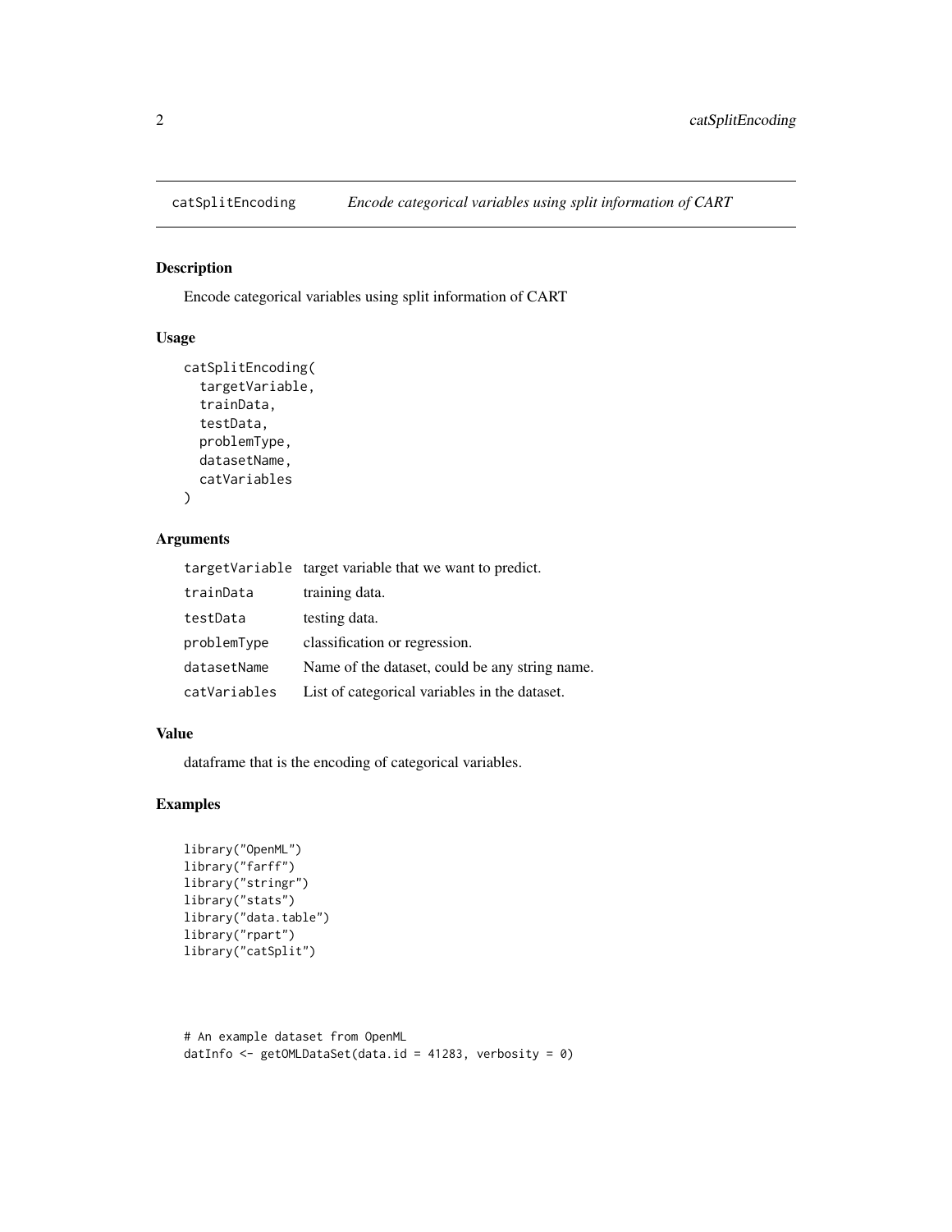## catSplitEncoding *Encode categorical variables using split information of CART*

### Description

Encode categorical variables using split information of CART

### Usage

```
catSplitEncoding(
  targetVariable,
  trainData,
  testData,
  problemType,
  datasetName,
  catVariables
)
```

### Arguments

| | |
|---|---|
| `targetVariable` | target variable that we want to predict. |
| `trainData` | training data. |
| `testData` | testing data. |
| `problemType` | classification or regression. |
| `datasetName` | Name of the dataset, could be any string name. |
| `catVariables` | List of categorical variables in the dataset. |

### Value

dataframe that is the encoding of categorical variables.

### Examples

```
library("OpenML")
library("farff")
library("stringr")
library("stats")
library("data.table")
library("rpart")
library("catSplit")



# An example dataset from OpenML
datInfo <- getOMLDataSet(data.id = 41283, verbosity = 0)
```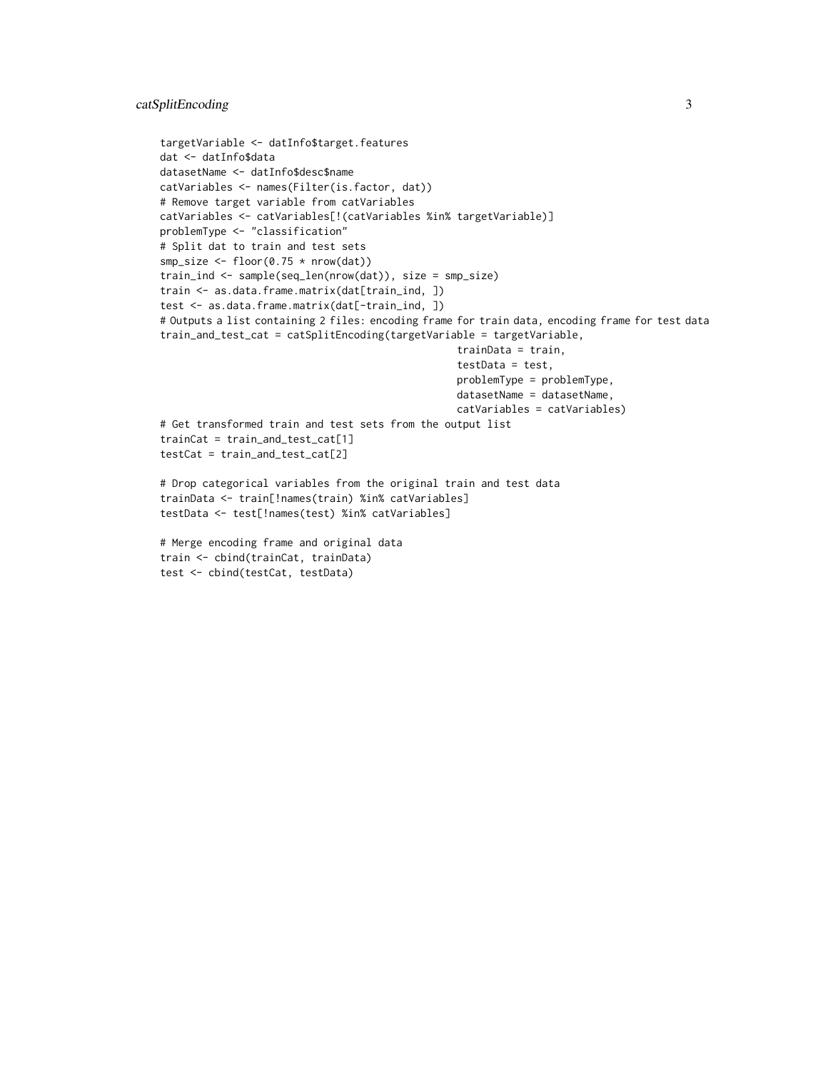```
targetVariable <- datInfo$target.features
dat <- datInfo$data
datasetName <- datInfo$desc$name
catVariables <- names(Filter(is.factor, dat))
# Remove target variable from catVariables
catVariables <- catVariables[!(catVariables %in% targetVariable)]
problemType <- "classification"
# Split dat to train and test sets
smp_size <- floor(0.75 * nrow(dat))
train_ind <- sample(seq_len(nrow(dat)), size = smp_size)
train <- as.data.frame.matrix(dat[train_ind, ])
test <- as.data.frame.matrix(dat[-train_ind, ])
# Outputs a list containing 2 files: encoding frame for train data, encoding frame for test data
train_and_test_cat = catSplitEncoding(targetVariable = targetVariable,
                                                  trainData = train,
                                                  testData = test,
                                                  problemType = problemType,
                                                  datasetName = datasetName,
                                                  catVariables = catVariables)
# Get transformed train and test sets from the output list
trainCat = train_and_test_cat[1]
testCat = train_and_test_cat[2]

# Drop categorical variables from the original train and test data
trainData <- train[!names(train) %in% catVariables]
testData <- test[!names(test) %in% catVariables]

# Merge encoding frame and original data
train <- cbind(trainCat, trainData)
test <- cbind(testCat, testData)
```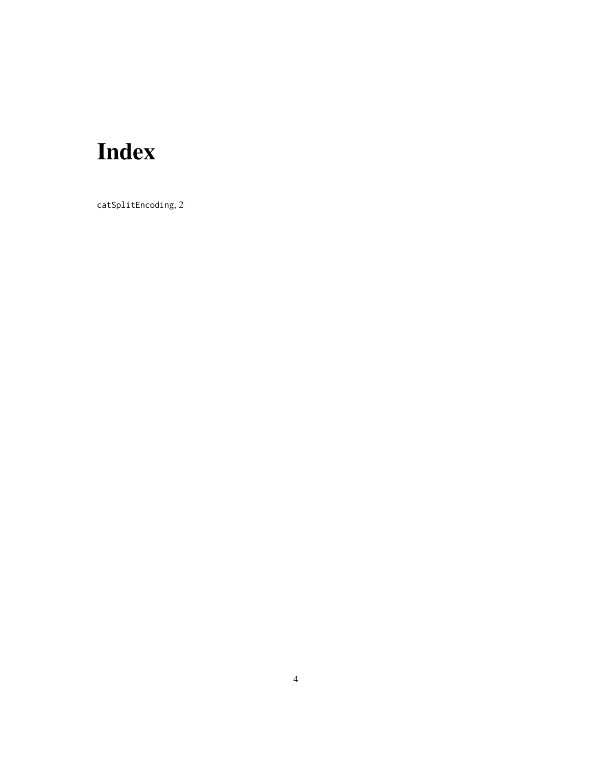# Index

`catSplitEncoding`, 2